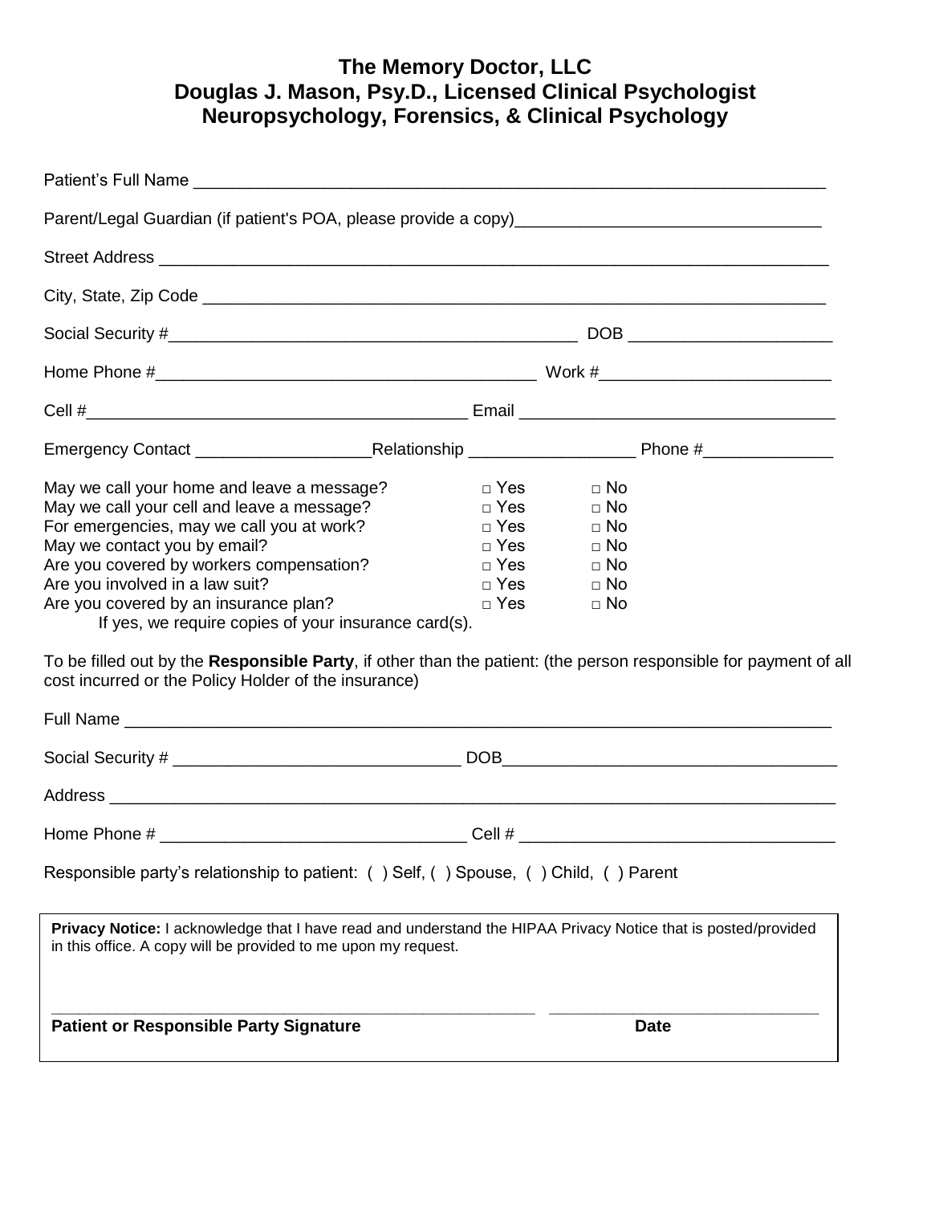# The Memory Doctor, LLC
## Douglas J. Mason, Psy.D., Licensed Clinical Psychologist
## Neuropsychology, Forensics, & Clinical Psychology

Patient's Full Name ____________________________________________________________________

Parent/Legal Guardian (if patient's POA, please provide a copy)_________________________________

Street Address __________________________________________________________________________

City, State, Zip Code ____________________________________________________________________

Social Security #_____________________________________________ DOB ______________________

Home Phone #_________________________________________ Work #_________________________

Cell #_________________________________________ Email _________________________________

Emergency Contact __________________Relationship _________________ Phone #______________

| | | |
|---|---|---|
| May we call your home and leave a message? | □ Yes | □ No |
| May we call your cell and leave a message? | □ Yes | □ No |
| For emergencies, may we call you at work? | □ Yes | □ No |
| May we contact you by email? | □ Yes | □ No |
| Are you covered by workers compensation? | □ Yes | □ No |
| Are you involved in a law suit? | □ Yes | □ No |
| Are you covered by an insurance plan? | □ Yes | □ No |

If yes, we require copies of your insurance card(s).

To be filled out by the **Responsible Party**, if other than the patient: (the person responsible for payment of all cost incurred or the Policy Holder of the insurance)

Full Name ______________________________________________________________________________

Social Security # _______________________________ DOB____________________________________

Address ________________________________________________________________________________

Home Phone # ________________________________ Cell # __________________________________

Responsible party's relationship to patient: ( ) Self, ( ) Spouse, ( ) Child, ( ) Parent

**Privacy Notice:** I acknowledge that I have read and understand the HIPAA Privacy Notice that is posted/provided in this office. A copy will be provided to me upon my request.

_______________________________________________________ ______________________________

**Patient or Responsible Party Signature** **Date**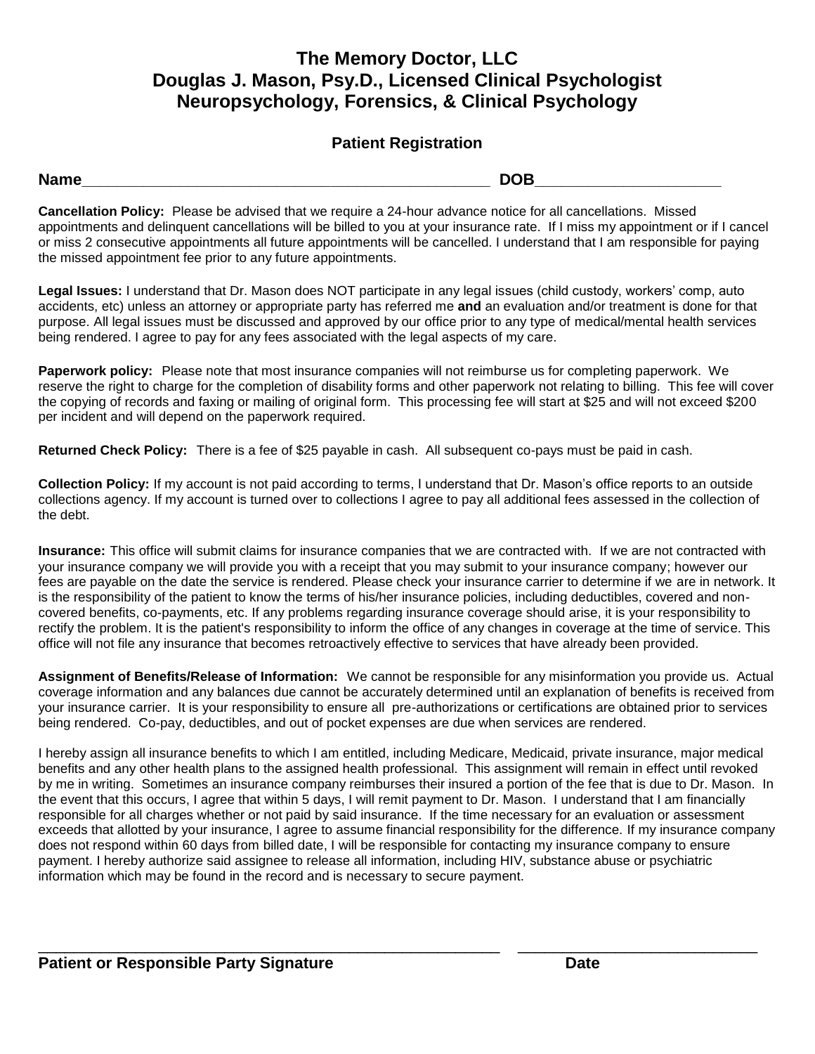# The Memory Doctor, LLC
# Douglas J. Mason, Psy.D., Licensed Clinical Psychologist
# Neuropsychology, Forensics, & Clinical Psychology

## Patient Registration

**Name**_______________________________________________ **DOB**_____________________

**Cancellation Policy:** Please be advised that we require a 24-hour advance notice for all cancellations. Missed appointments and delinquent cancellations will be billed to you at your insurance rate. If I miss my appointment or if I cancel or miss 2 consecutive appointments all future appointments will be cancelled. I understand that I am responsible for paying the missed appointment fee prior to any future appointments.

**Legal Issues:** I understand that Dr. Mason does NOT participate in any legal issues (child custody, workers' comp, auto accidents, etc) unless an attorney or appropriate party has referred me **and** an evaluation and/or treatment is done for that purpose. All legal issues must be discussed and approved by our office prior to any type of medical/mental health services being rendered. I agree to pay for any fees associated with the legal aspects of my care.

**Paperwork policy:** Please note that most insurance companies will not reimburse us for completing paperwork. We reserve the right to charge for the completion of disability forms and other paperwork not relating to billing. This fee will cover the copying of records and faxing or mailing of original form. This processing fee will start at $25 and will not exceed $200 per incident and will depend on the paperwork required.

**Returned Check Policy:** There is a fee of $25 payable in cash. All subsequent co-pays must be paid in cash.

**Collection Policy:** If my account is not paid according to terms, I understand that Dr. Mason's office reports to an outside collections agency. If my account is turned over to collections I agree to pay all additional fees assessed in the collection of the debt.

**Insurance:** This office will submit claims for insurance companies that we are contracted with. If we are not contracted with your insurance company we will provide you with a receipt that you may submit to your insurance company; however our fees are payable on the date the service is rendered. Please check your insurance carrier to determine if we are in network. It is the responsibility of the patient to know the terms of his/her insurance policies, including deductibles, covered and non-covered benefits, co-payments, etc. If any problems regarding insurance coverage should arise, it is your responsibility to rectify the problem. It is the patient's responsibility to inform the office of any changes in coverage at the time of service. This office will not file any insurance that becomes retroactively effective to services that have already been provided.

**Assignment of Benefits/Release of Information:** We cannot be responsible for any misinformation you provide us. Actual coverage information and any balances due cannot be accurately determined until an explanation of benefits is received from your insurance carrier. It is your responsibility to ensure all pre-authorizations or certifications are obtained prior to services being rendered. Co-pay, deductibles, and out of pocket expenses are due when services are rendered.

I hereby assign all insurance benefits to which I am entitled, including Medicare, Medicaid, private insurance, major medical benefits and any other health plans to the assigned health professional. This assignment will remain in effect until revoked by me in writing. Sometimes an insurance company reimburses their insured a portion of the fee that is due to Dr. Mason. In the event that this occurs, I agree that within 5 days, I will remit payment to Dr. Mason. I understand that I am financially responsible for all charges whether or not paid by said insurance. If the time necessary for an evaluation or assessment exceeds that allotted by your insurance, I agree to assume financial responsibility for the difference. If my insurance company does not respond within 60 days from billed date, I will be responsible for contacting my insurance company to ensure payment. I hereby authorize said assignee to release all information, including HIV, substance abuse or psychiatric information which may be found in the record and is necessary to secure payment.

_______________________________________________ ____________________________

**Patient or Responsible Party Signature** **Date**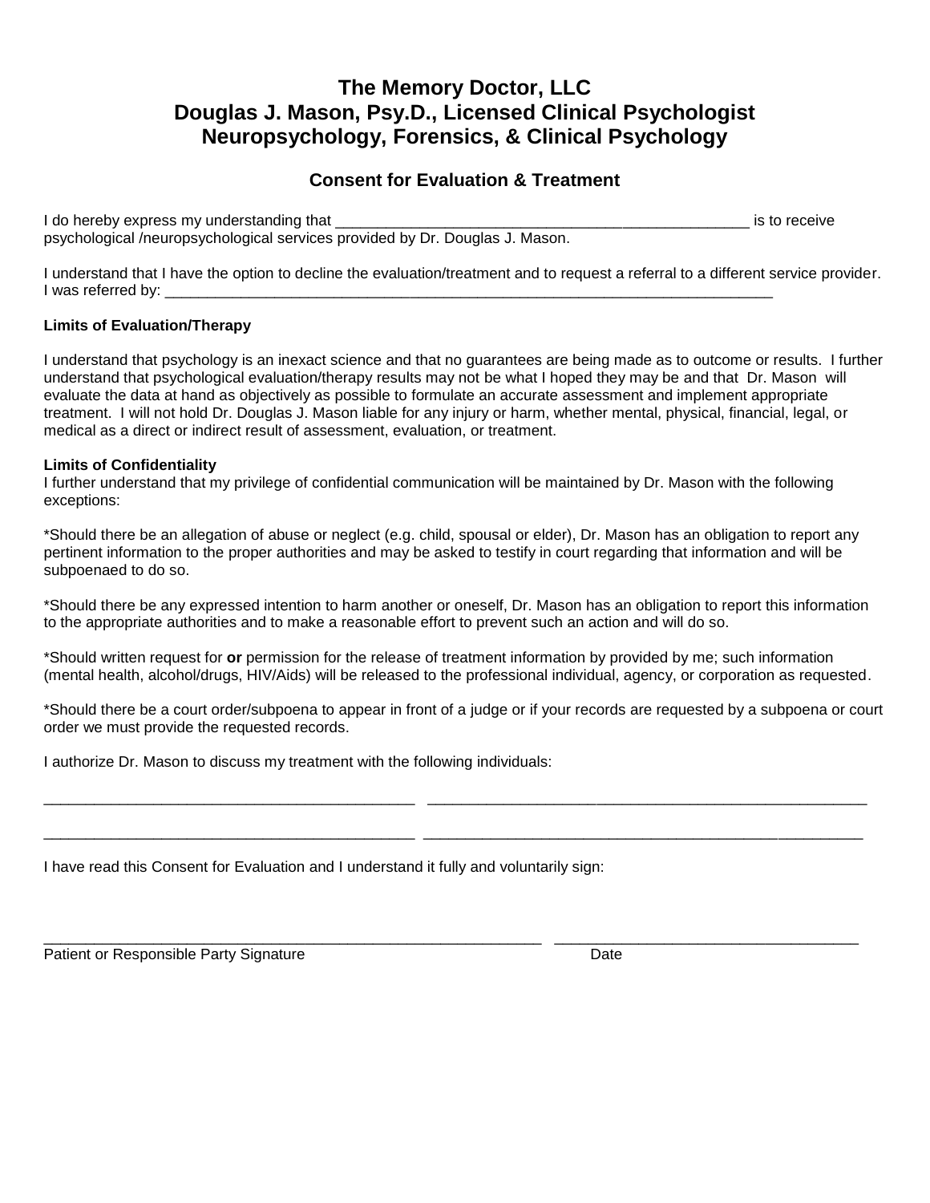# The Memory Doctor, LLC
# Douglas J. Mason, Psy.D., Licensed Clinical Psychologist
# Neuropsychology, Forensics, & Clinical Psychology

## Consent for Evaluation & Treatment

I do hereby express my understanding that ______________________________________________ is to receive psychological /neuropsychological services provided by Dr. Douglas J. Mason.

I understand that I have the option to decline the evaluation/treatment and to request a referral to a different service provider. I was referred by: ______________________________________________________________________

**Limits of Evaluation/Therapy**

I understand that psychology is an inexact science and that no guarantees are being made as to outcome or results. I further understand that psychological evaluation/therapy results may not be what I hoped they may be and that Dr. Mason will evaluate the data at hand as objectively as possible to formulate an accurate assessment and implement appropriate treatment. I will not hold Dr. Douglas J. Mason liable for any injury or harm, whether mental, physical, financial, legal, or medical as a direct or indirect result of assessment, evaluation, or treatment.

**Limits of Confidentiality**

I further understand that my privilege of confidential communication will be maintained by Dr. Mason with the following exceptions:

*Should there be an allegation of abuse or neglect (e.g. child, spousal or elder), Dr. Mason has an obligation to report any pertinent information to the proper authorities and may be asked to testify in court regarding that information and will be subpoenaed to do so.

*Should there be any expressed intention to harm another or oneself, Dr. Mason has an obligation to report this information to the appropriate authorities and to make a reasonable effort to prevent such an action and will do so.

*Should written request for **or** permission for the release of treatment information by provided by me; such information (mental health, alcohol/drugs, HIV/Aids) will be released to the professional individual, agency, or corporation as requested.

*Should there be a court order/subpoena to appear in front of a judge or if your records are requested by a subpoena or court order we must provide the requested records.

I authorize Dr. Mason to discuss my treatment with the following individuals:

__________________________________________ __________________________________________________

__________________________________________ __________________________________________________

I have read this Consent for Evaluation and I understand it fully and voluntarily sign:

_________________________________________________________ __________________________________

Patient or Responsible Party Signature Date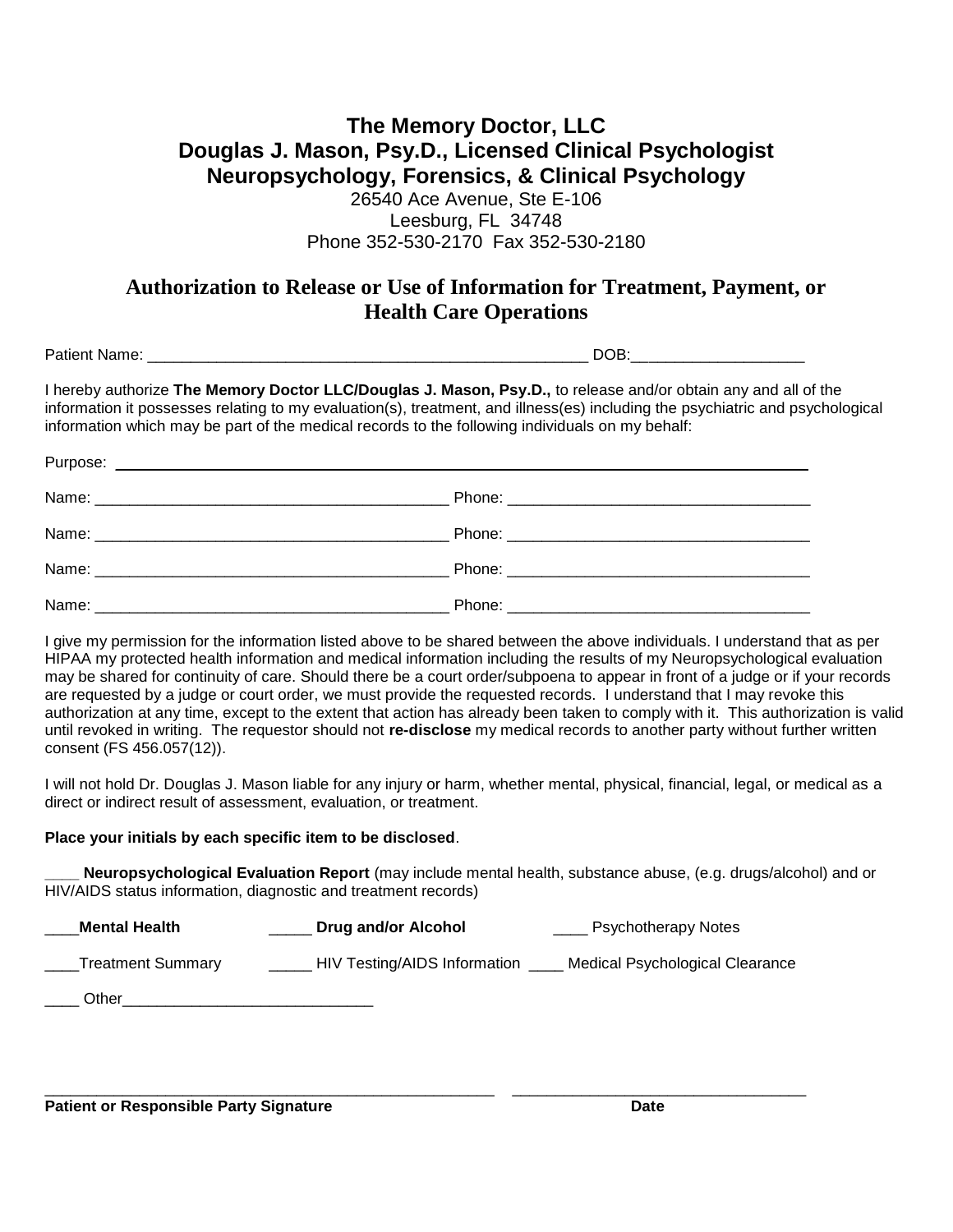# The Memory Doctor, LLC
# Douglas J. Mason, Psy.D., Licensed Clinical Psychologist
# Neuropsychology, Forensics, & Clinical Psychology

26540 Ace Avenue, Ste E-106
Leesburg, FL 34748
Phone 352-530-2170 Fax 352-530-2180

## Authorization to Release or Use of Information for Treatment, Payment, or Health Care Operations

Patient Name: _____________________________________________________ DOB:____________________

I hereby authorize **The Memory Doctor LLC/Douglas J. Mason, Psy.D.,** to release and/or obtain any and all of the information it possesses relating to my evaluation(s), treatment, and illness(es) including the psychiatric and psychological information which may be part of the medical records to the following individuals on my behalf:

Purpose: ______________________________________________________________________________

Name: ___________________________________________ Phone: ____________________________________

Name: ___________________________________________ Phone: ____________________________________

Name: ___________________________________________ Phone: ____________________________________

Name: ___________________________________________ Phone: ____________________________________

I give my permission for the information listed above to be shared between the above individuals. I understand that as per HIPAA my protected health information and medical information including the results of my Neuropsychological evaluation may be shared for continuity of care. Should there be a court order/subpoena to appear in front of a judge or if your records are requested by a judge or court order, we must provide the requested records. I understand that I may revoke this authorization at any time, except to the extent that action has already been taken to comply with it. This authorization is valid until revoked in writing. The requestor should not **re-disclose** my medical records to another party without further written consent (FS 456.057(12)).

I will not hold Dr. Douglas J. Mason liable for any injury or harm, whether mental, physical, financial, legal, or medical as a direct or indirect result of assessment, evaluation, or treatment.

**Place your initials by each specific item to be disclosed**.

____ **Neuropsychological Evaluation Report** (may include mental health, substance abuse, (e.g. drugs/alcohol) and or HIV/AIDS status information, diagnostic and treatment records)

____**Mental Health** _____ **Drug and/or Alcohol** ____ Psychotherapy Notes

____Treatment Summary _____ HIV Testing/AIDS Information ____ Medical Psychological Clearance

____ Other_____________________________

_____________________________________________________ _________________________________

**Patient or Responsible Party Signature** **Date**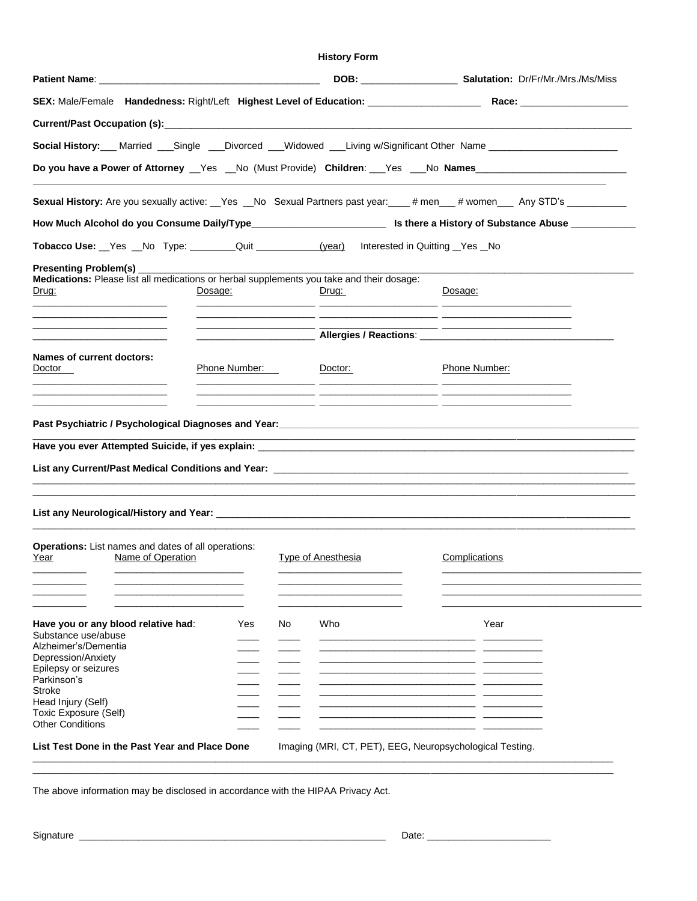# History Form

**Patient Name**: ________________________________________ **DOB:** __________________ **Salutation:** Dr/Fr/Mr./Mrs./Ms/Miss

**SEX:** Male/Female **Handedness:** Right/Left **Highest Level of Education:** _____________________ **Race:** ____________________

**Current/Past Occupation (s):**______________________________________________________________________________

**Social History:**___ Married ___Single ___Divorced ___Widowed ___Living w/Significant Other Name ________________________

**Do you have a Power of Attorney** __Yes __No (Must Provide) **Children**: ___Yes ___No **Names**____________________________

___________________________________________________________________________________________________

**Sexual History:** Are you sexually active: __Yes __No Sexual Partners past year:____ # men___ # women___ Any STD's ___________

**How Much Alcohol do you Consume Daily/Type**_________________________ **Is there a History of Substance Abuse** ____________

**Tobacco Use:** __Yes __No Type: ________Quit ___________(year) Interested in Quitting _Yes _No

**Presenting Problem(s)** ______________________________________________________________________________

**Medications:** Please list all medications or herbal supplements you take and their dosage:

| Drug: | Dosage: | Drug: | Dosage: |
| --- | --- | --- | --- |
| | | | |
| | | | |
| | | | |
| | | **Allergies / Reactions**: | |

**Names of current doctors:**

| Doctor | Phone Number: | Doctor: | Phone Number: |
| --- | --- | --- | --- |
| | | | |
| | | | |
| | | | |

**Past Psychiatric / Psychological Diagnoses and Year:**_____________________________________________________________

___________________________________________________________________________________________________

**Have you ever Attempted Suicide, if yes explain:** _____________________________________________________________

**List any Current/Past Medical Conditions and Year:** ____________________________________________________________

___________________________________________________________________________________________________

___________________________________________________________________________________________________

**List any Neurological/History and Year:** _____________________________________________________________________

___________________________________________________________________________________________________

**Operations:** List names and dates of all operations:

| Year | Name of Operation | Type of Anesthesia | Complications |
| --- | --- | --- | --- |
| | | | |
| | | | |
| | | | |
| | | | |

| **Have you or any blood relative had**: | Yes | No | Who | Year |
| --- | --- | --- | --- | --- |
| Substance use/abuse | ____ | ____ | | |
| Alzheimer's/Dementia | ____ | ____ | | |
| Depression/Anxiety | ____ | ____ | | |
| Epilepsy or seizures | ____ | ____ | | |
| Parkinson's | ____ | ____ | | |
| Stroke | ____ | ____ | | |
| Head Injury (Self) | ____ | ____ | | |
| Toxic Exposure (Self) | ____ | ____ | | |
| Other Conditions | ____ | ____ | | |

**List Test Done in the Past Year and Place Done** Imaging (MRI, CT, PET), EEG, Neuropsychological Testing.

___________________________________________________________________________________________________

___________________________________________________________________________________________________

The above information may be disclosed in accordance with the HIPAA Privacy Act.

Signature ___________________________________________________________ Date: ______________________